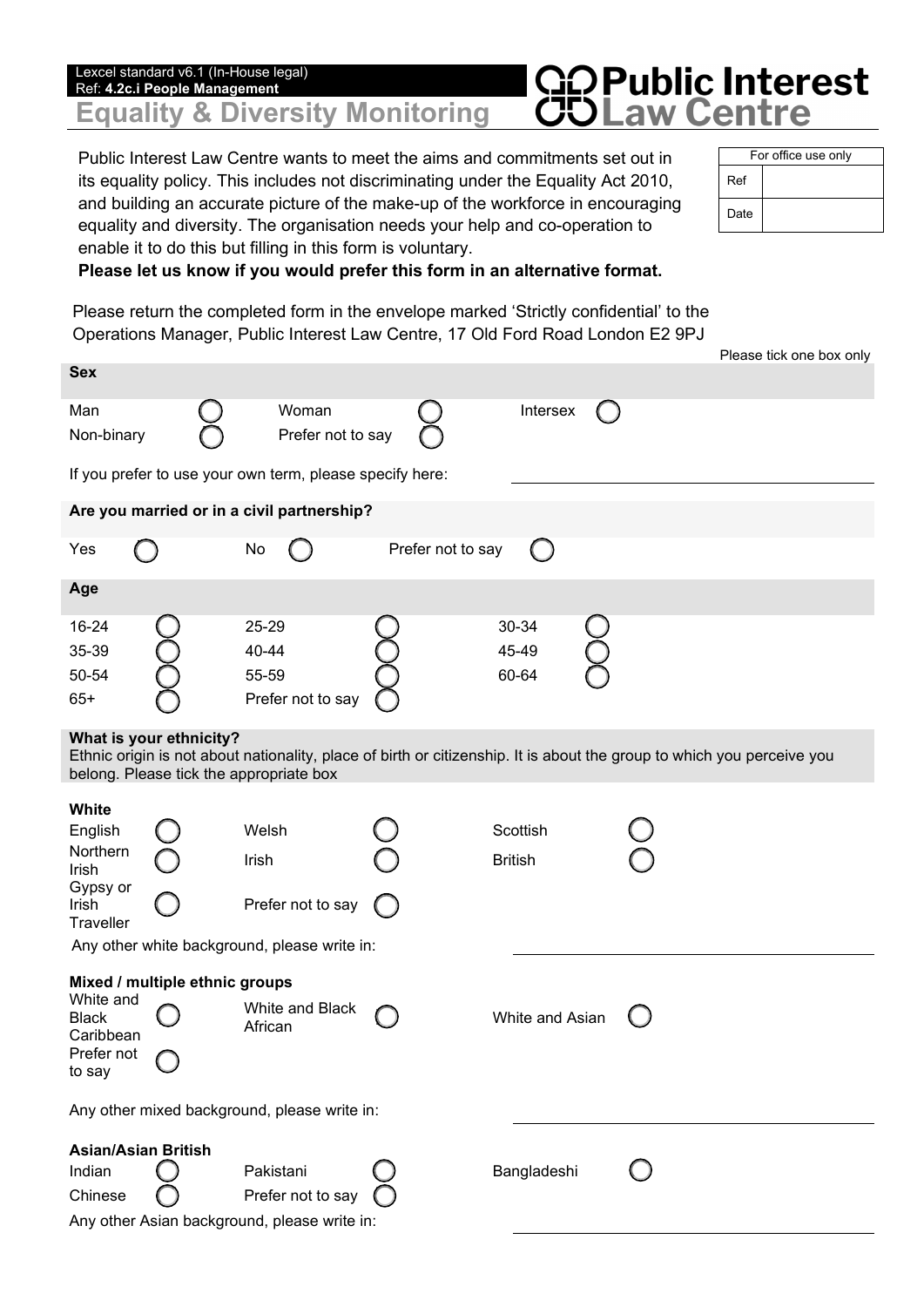Lexcel standard v6.1 (In-House legal)
Ref: **4.2c.i People Management**

# Equality & Diversity Monitoring

**Public Interest Law Centre**

| For office use only | |
|---|---|
| Ref | |
| Date | |

Public Interest Law Centre wants to meet the aims and commitments set out in its equality policy. This includes not discriminating under the Equality Act 2010, and building an accurate picture of the make-up of the workforce in encouraging equality and diversity. The organisation needs your help and co-operation to enable it to do this but filling in this form is voluntary.

**Please let us know if you would prefer this form in an alternative format.**

Please return the completed form in the envelope marked 'Strictly confidential' to the Operations Manager, Public Interest Law Centre, 17 Old Ford Road London E2 9PJ

Please tick one box only

## Sex

- ◯ Man
- ◯ Woman
- ◯ Intersex
- ◯ Non-binary
- ◯ Prefer not to say

If you prefer to use your own term, please specify here: ______________________

## Are you married or in a civil partnership?

- ◯ Yes
- ◯ No
- ◯ Prefer not to say

## Age

- ◯ 16-24
- ◯ 25-29
- ◯ 30-34
- ◯ 35-39
- ◯ 40-44
- ◯ 45-49
- ◯ 50-54
- ◯ 55-59
- ◯ 60-64
- ◯ 65+
- ◯ Prefer not to say

## What is your ethnicity?

Ethnic origin is not about nationality, place of birth or citizenship. It is about the group to which you perceive you belong. Please tick the appropriate box

### White

- ◯ English
- ◯ Welsh
- ◯ Scottish
- ◯ Northern Irish
- ◯ Irish
- ◯ British
- ◯ Gypsy or Irish Traveller
- ◯ Prefer not to say

Any other white background, please write in: ______________________

### Mixed / multiple ethnic groups

- ◯ White and Black Caribbean
- ◯ White and Black African
- ◯ White and Asian
- ◯ Prefer not to say

Any other mixed background, please write in: ______________________

### Asian/Asian British

- ◯ Indian
- ◯ Pakistani
- ◯ Bangladeshi
- ◯ Chinese
- ◯ Prefer not to say

Any other Asian background, please write in: ______________________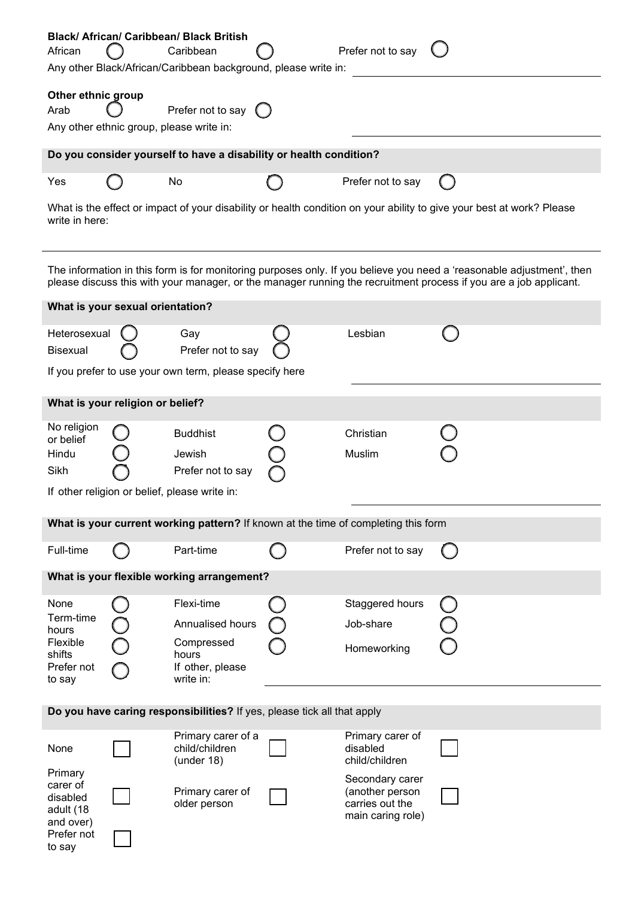**Black/ African/ Caribbean/ Black British**

| | | | | | |
|---|---|---|---|---|---|
| African | ◯ | Caribbean | ◯ | Prefer not to say | ◯ |

Any other Black/African/Caribbean background, please write in: \_\_\_\_\_\_\_\_\_\_\_\_\_\_\_\_\_\_\_\_

**Other ethnic group**

| | | | |
|---|---|---|---|
| Arab | ◯ | Prefer not to say | ◯ |

Any other ethnic group, please write in: \_\_\_\_\_\_\_\_\_\_\_\_\_\_\_\_\_\_\_\_

**Do you consider yourself to have a disability or health condition?**

| | | | | | |
|---|---|---|---|---|---|
| Yes | ◯ | No | ◯ | Prefer not to say | ◯ |

What is the effect or impact of your disability or health condition on your ability to give your best at work? Please write in here:

---

The information in this form is for monitoring purposes only. If you believe you need a 'reasonable adjustment', then please discuss this with your manager, or the manager running the recruitment process if you are a job applicant.

**What is your sexual orientation?**

| | | | | | |
|---|---|---|---|---|---|
| Heterosexual | ◯ | Gay | ◯ | Lesbian | ◯ |
| Bisexual | ◯ | Prefer not to say | ◯ | | |

If you prefer to use your own term, please specify here \_\_\_\_\_\_\_\_\_\_\_\_\_\_\_\_\_\_\_\_

**What is your religion or belief?**

| | | | | | |
|---|---|---|---|---|---|
| No religion or belief | ◯ | Buddhist | ◯ | Christian | ◯ |
| Hindu | ◯ | Jewish | ◯ | Muslim | ◯ |
| Sikh | ◯ | Prefer not to say | ◯ | | |

If other religion or belief, please write in: \_\_\_\_\_\_\_\_\_\_\_\_\_\_\_\_\_\_\_\_

**What is your current working pattern?** If known at the time of completing this form

| | | | | | |
|---|---|---|---|---|---|
| Full-time | ◯ | Part-time | ◯ | Prefer not to say | ◯ |

**What is your flexible working arrangement?**

| | | | | | |
|---|---|---|---|---|---|
| None | ◯ | Flexi-time | ◯ | Staggered hours | ◯ |
| Term-time hours | ◯ | Annualised hours | ◯ | Job-share | ◯ |
| Flexible shifts | ◯ | Compressed hours | ◯ | Homeworking | ◯ |
| Prefer not to say | ◯ | If other, please write in: | \_\_\_\_\_\_\_\_\_\_ | | |

**Do you have caring responsibilities?** If yes, please tick all that apply

| | | | | | |
|---|---|---|---|---|---|
| None | ☐ | Primary carer of a child/children (under 18) | ☐ | Primary carer of disabled child/children | ☐ |
| Primary carer of disabled adult (18 and over) | ☐ | Primary carer of older person | ☐ | Secondary carer (another person carries out the main caring role) | ☐ |
| Prefer not to say | ☐ | | | | |